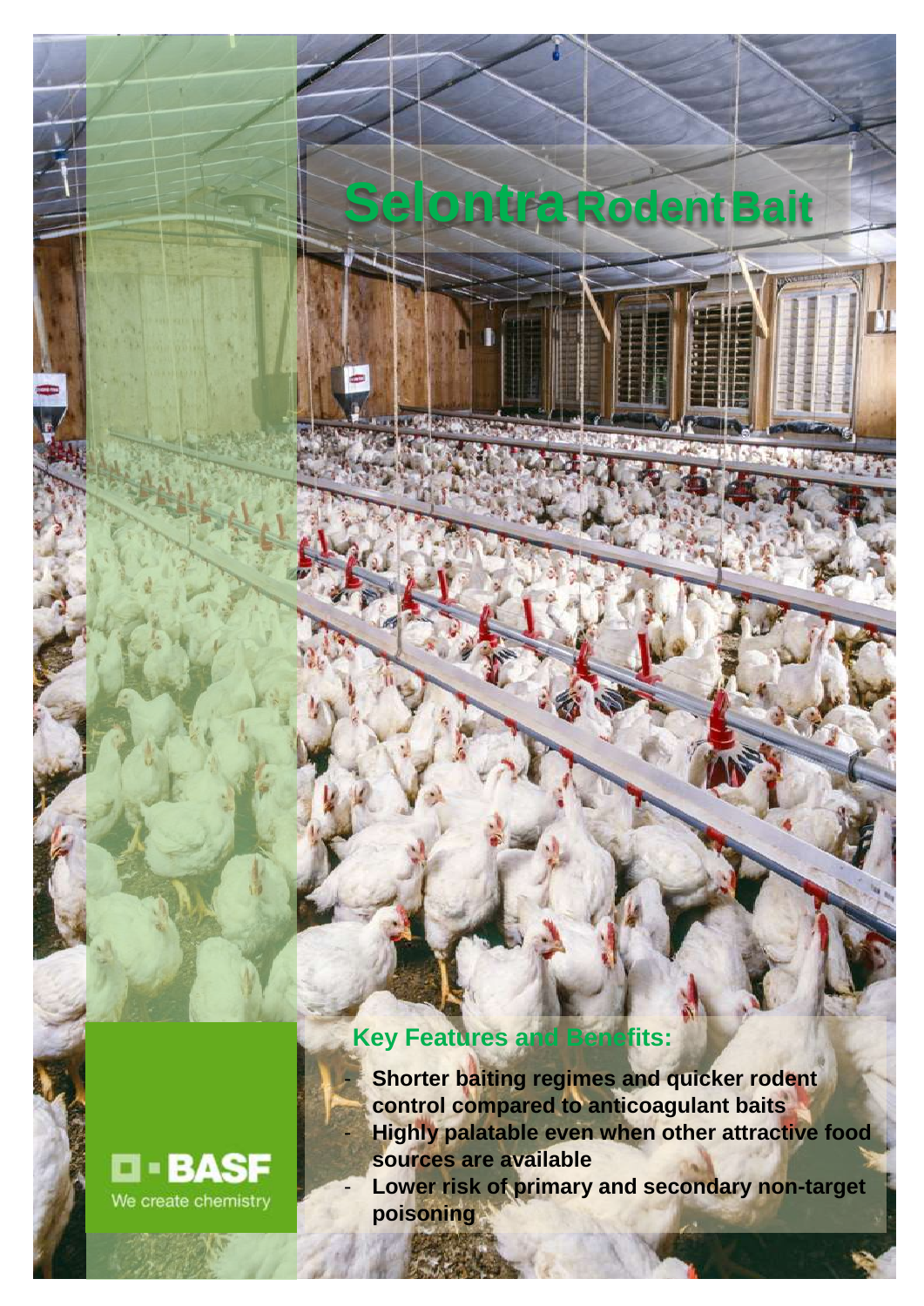# Selontra Rodent Bait

## Key Features and Benefits:

- **Shorter baiting regimes and quicker rodent control compared to anticoagulant baits**
- **Highly palatable even when other attractive food sources are available**
- **Lower risk of primary and secondary non-target poisoning**

BASF

We create chemistry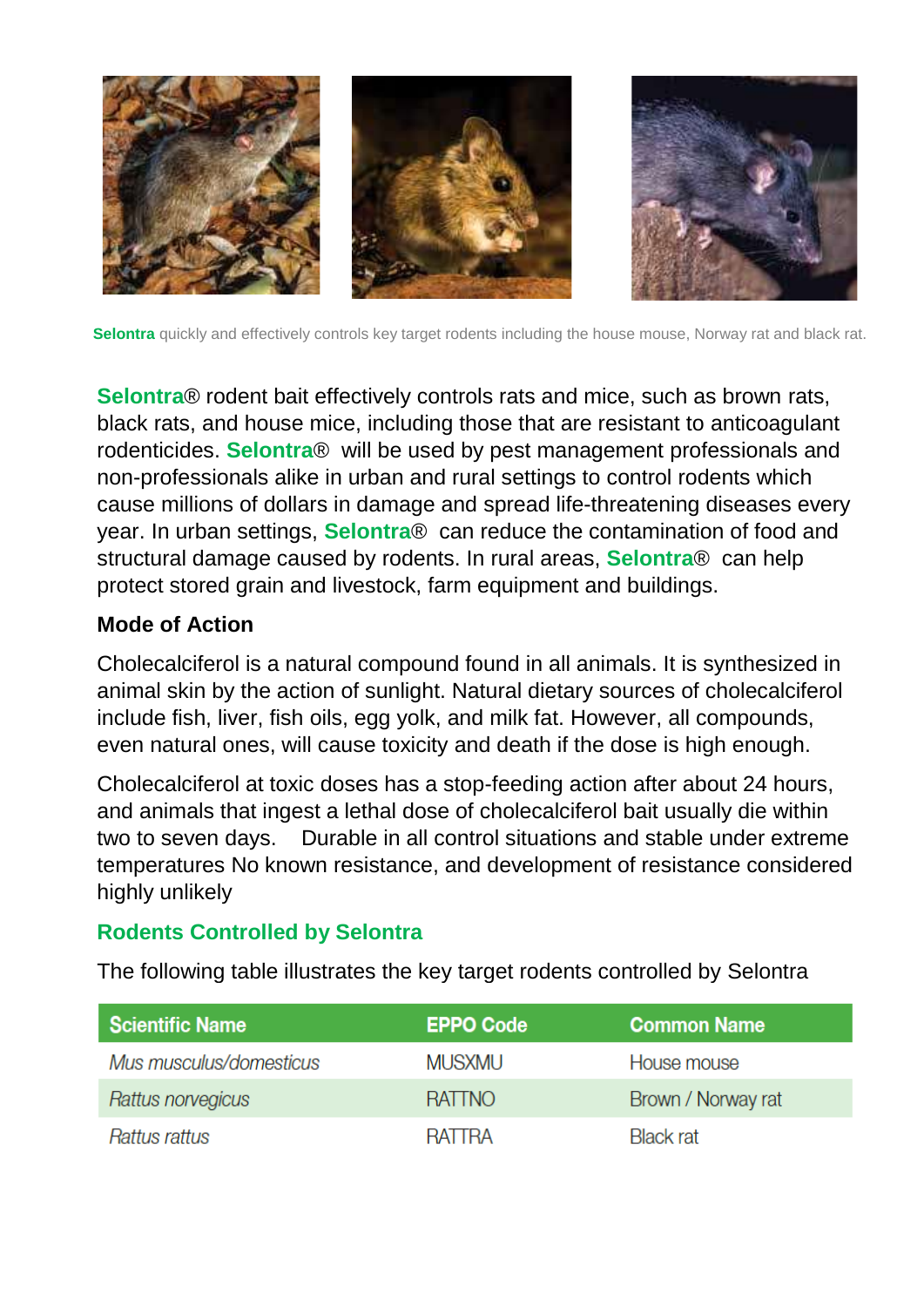**Selontra** quickly and effectively controls key target rodents including the house mouse, Norway rat and black rat.

**Selontra**® rodent bait effectively controls rats and mice, such as brown rats, black rats, and house mice, including those that are resistant to anticoagulant rodenticides. **Selontra**® will be used by pest management professionals and non-professionals alike in urban and rural settings to control rodents which cause millions of dollars in damage and spread life-threatening diseases every year. In urban settings, **Selontra**® can reduce the contamination of food and structural damage caused by rodents. In rural areas, **Selontra**® can help protect stored grain and livestock, farm equipment and buildings.

### Mode of Action

Cholecalciferol is a natural compound found in all animals. It is synthesized in animal skin by the action of sunlight. Natural dietary sources of cholecalciferol include fish, liver, fish oils, egg yolk, and milk fat. However, all compounds, even natural ones, will cause toxicity and death if the dose is high enough.

Cholecalciferol at toxic doses has a stop-feeding action after about 24 hours, and animals that ingest a lethal dose of cholecalciferol bait usually die within two to seven days. Durable in all control situations and stable under extreme temperatures No known resistance, and development of resistance considered highly unlikely

### Rodents Controlled by Selontra

The following table illustrates the key target rodents controlled by Selontra

| Scientific Name | EPPO Code | Common Name |
|---|---|---|
| *Mus musculus/domesticus* | MUSXMU | House mouse |
| *Rattus norvegicus* | RATTNO | Brown / Norway rat |
| *Rattus rattus* | RATTRA | Black rat |